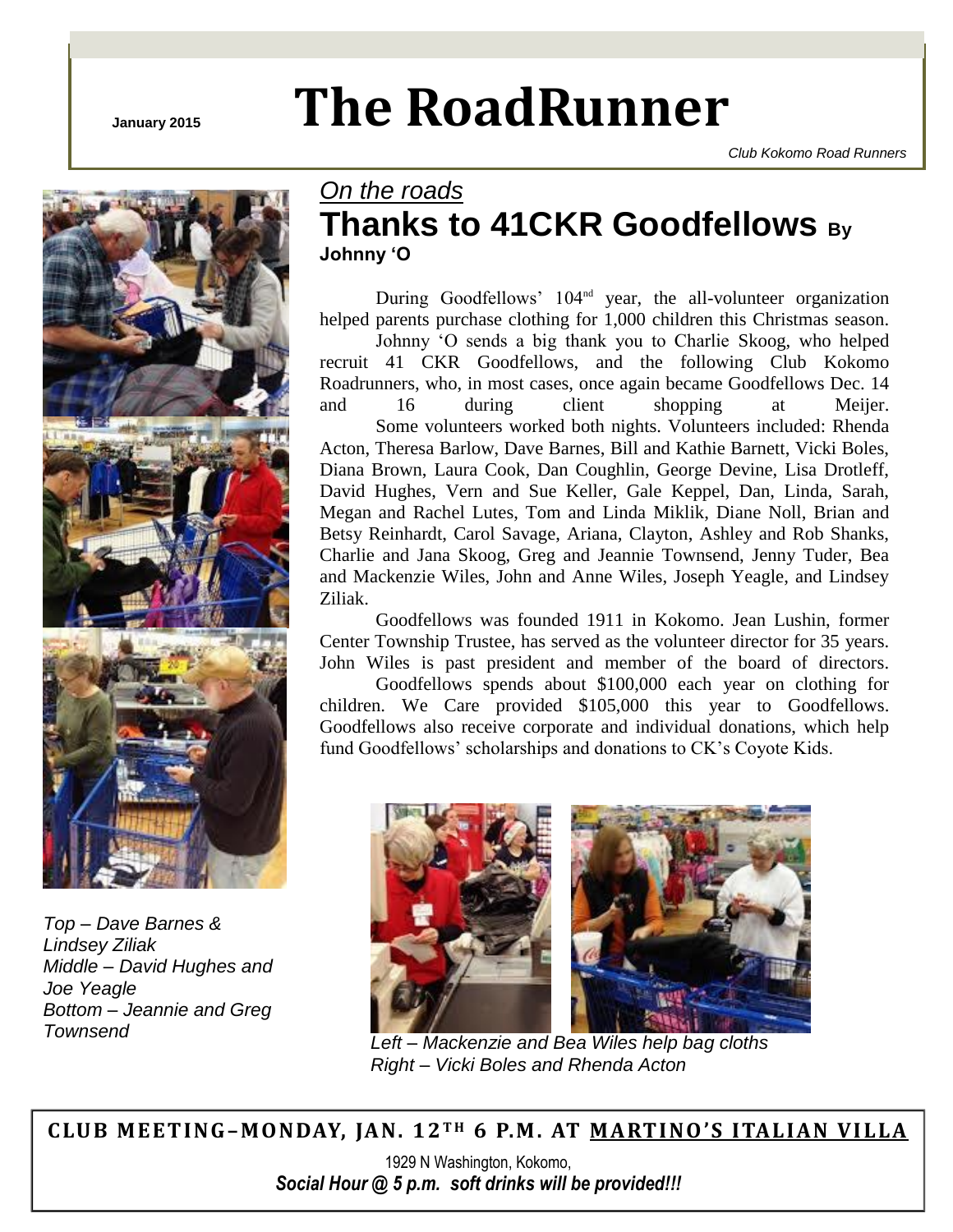January 2015

# The RoadRunner

*Club Kokomo Road Runners*

*Top – Dave Barnes & Lindsey Ziliak*
*Middle – David Hughes and Joe Yeagle*
*Bottom – Jeannie and Greg Townsend*

## *On the roads*

## Thanks to 41CKR Goodfellows By Johnny 'O

During Goodfellows' 104nd year, the all-volunteer organization helped parents purchase clothing for 1,000 children this Christmas season.

Johnny 'O sends a big thank you to Charlie Skoog, who helped recruit 41 CKR Goodfellows, and the following Club Kokomo Roadrunners, who, in most cases, once again became Goodfellows Dec. 14 and 16 during client shopping at Meijer.

Some volunteers worked both nights. Volunteers included: Rhenda Acton, Theresa Barlow, Dave Barnes, Bill and Kathie Barnett, Vicki Boles, Diana Brown, Laura Cook, Dan Coughlin, George Devine, Lisa Drotleff, David Hughes, Vern and Sue Keller, Gale Keppel, Dan, Linda, Sarah, Megan and Rachel Lutes, Tom and Linda Miklik, Diane Noll, Brian and Betsy Reinhardt, Carol Savage, Ariana, Clayton, Ashley and Rob Shanks, Charlie and Jana Skoog, Greg and Jeannie Townsend, Jenny Tuder, Bea and Mackenzie Wiles, John and Anne Wiles, Joseph Yeagle, and Lindsey Ziliak.

Goodfellows was founded 1911 in Kokomo. Jean Lushin, former Center Township Trustee, has served as the volunteer director for 35 years. John Wiles is past president and member of the board of directors.

Goodfellows spends about $100,000 each year on clothing for children. We Care provided $105,000 this year to Goodfellows. Goodfellows also receive corporate and individual donations, which help fund Goodfellows' scholarships and donations to CK's Coyote Kids.

*Left – Mackenzie and Bea Wiles help bag cloths*
*Right – Vicki Boles and Rhenda Acton*

**CLUB MEETING–MONDAY, JAN. 12TH 6 P.M. AT MARTINO'S ITALIAN VILLA**

1929 N Washington, Kokomo,

***Social Hour @ 5 p.m. soft drinks will be provided!!!***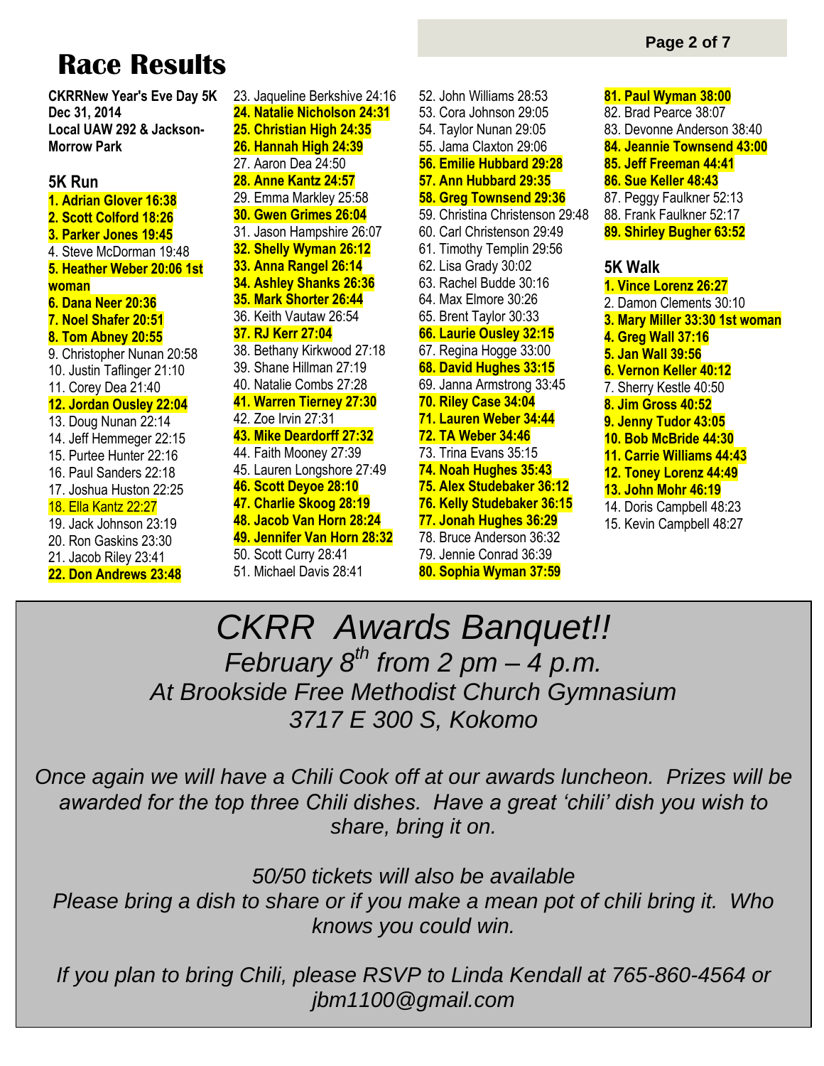# Race Results

**CKRRNew Year's Eve Day 5K**
**Dec 31, 2014**
**Local UAW 292 & Jackson-Morrow Park**

## 5K Run

**1. Adrian Glover 16:38**
**2. Scott Colford 18:26**
**3. Parker Jones 19:45**
4. Steve McDorman 19:48
**5. Heather Weber 20:06 1st woman**
**6. Dana Neer 20:36**
**7. Noel Shafer 20:51**
**8. Tom Abney 20:55**
9. Christopher Nunan 20:58
10. Justin Taflinger 21:10
11. Corey Dea 21:40
**12. Jordan Ousley 22:04**
13. Doug Nunan 22:14
14. Jeff Hemmeger 22:15
15. Purtee Hunter 22:16
16. Paul Sanders 22:18
17. Joshua Huston 22:25
18. Ella Kantz 22:27
19. Jack Johnson 23:19
20. Ron Gaskins 23:30
21. Jacob Riley 23:41
**22. Don Andrews 23:48**
23. Jaqueline Berkshive 24:16
**24. Natalie Nicholson 24:31**
**25. Christian High 24:35**
**26. Hannah High 24:39**
27. Aaron Dea 24:50
**28. Anne Kantz 24:57**
29. Emma Markley 25:58
**30. Gwen Grimes 26:04**
31. Jason Hampshire 26:07
**32. Shelly Wyman 26:12**
**33. Anna Rangel 26:14**
**34. Ashley Shanks 26:36**
**35. Mark Shorter 26:44**
36. Keith Vautaw 26:54
**37. RJ Kerr 27:04**
38. Bethany Kirkwood 27:18
39. Shane Hillman 27:19
40. Natalie Combs 27:28
**41. Warren Tierney 27:30**
42. Zoe Irvin 27:31
**43. Mike Deardorff 27:32**
44. Faith Mooney 27:39
45. Lauren Longshore 27:49
**46. Scott Deyoe 28:10**
**47. Charlie Skoog 28:19**
**48. Jacob Van Horn 28:24**
**49. Jennifer Van Horn 28:32**
50. Scott Curry 28:41
51. Michael Davis 28:41
52. John Williams 28:53
53. Cora Johnson 29:05
54. Taylor Nunan 29:05
55. Jama Claxton 29:06
**56. Emilie Hubbard 29:28**
**57. Ann Hubbard 29:35**
**58. Greg Townsend 29:36**
59. Christina Christenson 29:48
60. Carl Christenson 29:49
61. Timothy Templin 29:56
62. Lisa Grady 30:02
63. Rachel Budde 30:16
64. Max Elmore 30:26
65. Brent Taylor 30:33
**66. Laurie Ousley 32:15**
67. Regina Hogge 33:00
**68. David Hughes 33:15**
69. Janna Armstrong 33:45
**70. Riley Case 34:04**
**71. Lauren Weber 34:44**
**72. TA Weber 34:46**
73. Trina Evans 35:15
**74. Noah Hughes 35:43**
**75. Alex Studebaker 36:12**
**76. Kelly Studebaker 36:15**
**77. Jonah Hughes 36:29**
78. Bruce Anderson 36:32
79. Jennie Conrad 36:39
**80. Sophia Wyman 37:59**
**81. Paul Wyman 38:00**
82. Brad Pearce 38:07
83. Devonne Anderson 38:40
**84. Jeannie Townsend 43:00**
**85. Jeff Freeman 44:41**
**86. Sue Keller 48:43**
87. Peggy Faulkner 52:13
88. Frank Faulkner 52:17
**89. Shirley Bugher 63:52**

## 5K Walk

**1. Vince Lorenz 26:27**
2. Damon Clements 30:10
**3. Mary Miller 33:30 1st woman**
**4. Greg Wall 37:16**
**5. Jan Wall 39:56**
**6. Vernon Keller 40:12**
7. Sherry Kestle 40:50
**8. Jim Gross 40:52**
**9. Jenny Tudor 43:05**
**10. Bob McBride 44:30**
**11. Carrie Williams 44:43**
**12. Toney Lorenz 44:49**
**13. John Mohr 46:19**
14. Doris Campbell 48:23
15. Kevin Campbell 48:27

---

# *CKRR Awards Banquet!!*

*February 8th from 2 pm – 4 p.m.*
*At Brookside Free Methodist Church Gymnasium*
*3717 E 300 S, Kokomo*

*Once again we will have a Chili Cook off at our awards luncheon. Prizes will be awarded for the top three Chili dishes. Have a great 'chili' dish you wish to share, bring it on.*

*50/50 tickets will also be available*
*Please bring a dish to share or if you make a mean pot of chili bring it. Who knows you could win.*

*If you plan to bring Chili, please RSVP to Linda Kendall at 765-860-4564 or jbm1100@gmail.com*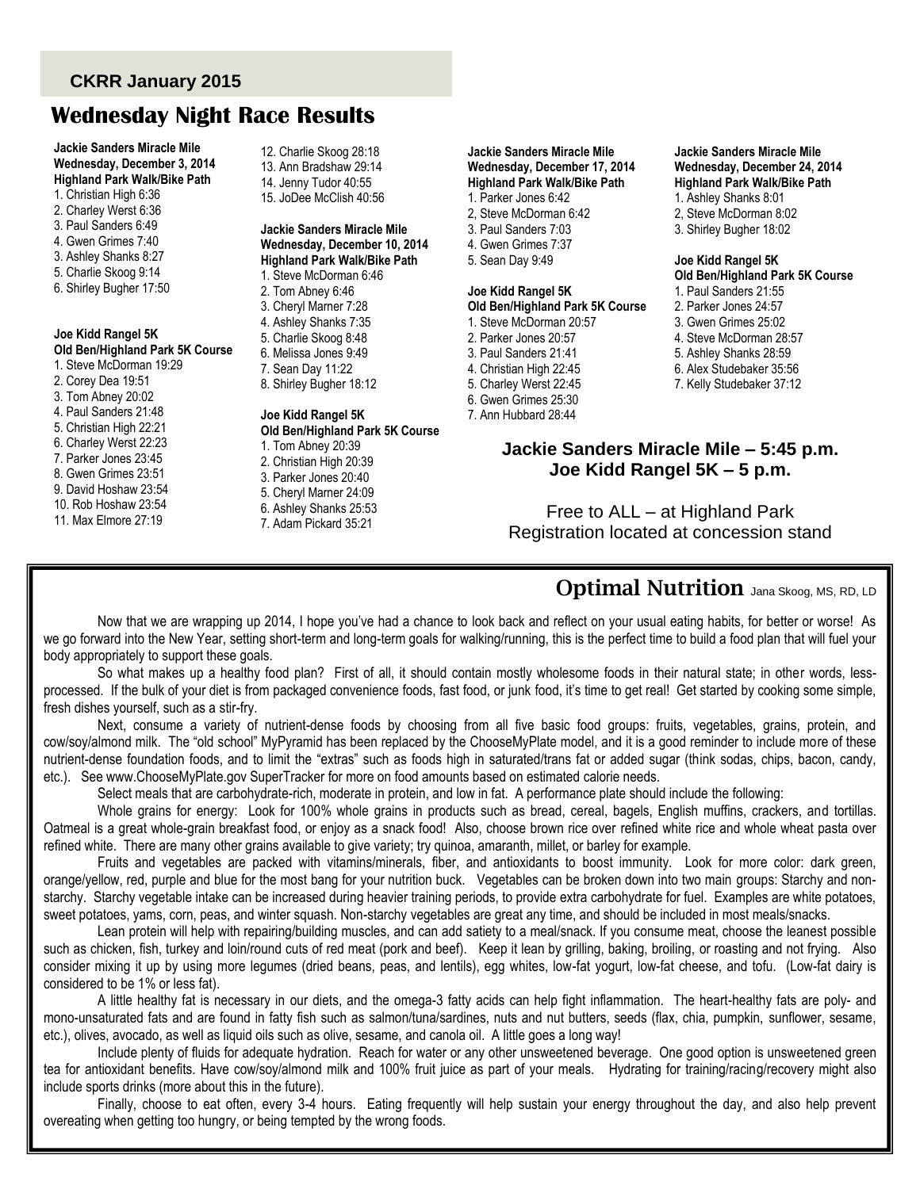CKRR January 2015

# Wednesday Night Race Results

**Jackie Sanders Miracle Mile**
**Wednesday, December 3, 2014**
**Highland Park Walk/Bike Path**

1. Christian High 6:36
2. Charley Werst 6:36
3. Paul Sanders 6:49
4. Gwen Grimes 7:40
3. Ashley Shanks 8:27
5. Charlie Skoog 9:14
6. Shirley Bugher 17:50

**Joe Kidd Rangel 5K**
**Old Ben/Highland Park 5K Course**

1. Steve McDorman 19:29
2. Corey Dea 19:51
3. Tom Abney 20:02
4. Paul Sanders 21:48
5. Christian High 22:21
6. Charley Werst 22:23
7. Parker Jones 23:45
8. Gwen Grimes 23:51
9. David Hoshaw 23:54
10. Rob Hoshaw 23:54
11. Max Elmore 27:19
12. Charlie Skoog 28:18
13. Ann Bradshaw 29:14
14. Jenny Tudor 40:55
15. JoDee McClish 40:56

**Jackie Sanders Miracle Mile**
**Wednesday, December 10, 2014**
**Highland Park Walk/Bike Path**

1. Steve McDorman 6:46
2. Tom Abney 6:46
3. Cheryl Marner 7:28
4. Ashley Shanks 7:35
5. Charlie Skoog 8:48
6. Melissa Jones 9:49
7. Sean Day 11:22
8. Shirley Bugher 18:12

**Joe Kidd Rangel 5K**
**Old Ben/Highland Park 5K Course**

1. Tom Abney 20:39
2. Christian High 20:39
3. Parker Jones 20:40
5. Cheryl Marner 24:09
6. Ashley Shanks 25:53
7. Adam Pickard 35:21

**Jackie Sanders Miracle Mile**
**Wednesday, December 17, 2014**
**Highland Park Walk/Bike Path**

1. Parker Jones 6:42
2, Steve McDorman 6:42
3. Paul Sanders 7:03
4. Gwen Grimes 7:37
5. Sean Day 9:49

**Joe Kidd Rangel 5K**
**Old Ben/Highland Park 5K Course**

1. Steve McDorman 20:57
2. Parker Jones 20:57
3. Paul Sanders 21:41
4. Christian High 22:45
5. Charley Werst 22:45
6. Gwen Grimes 25:30
7. Ann Hubbard 28:44

**Jackie Sanders Miracle Mile**
**Wednesday, December 24, 2014**
**Highland Park Walk/Bike Path**

1. Ashley Shanks 8:01
2, Steve McDorman 8:02
3. Shirley Bugher 18:02

**Joe Kidd Rangel 5K**
**Old Ben/Highland Park 5K Course**

1. Paul Sanders 21:55
2. Parker Jones 24:57
3. Gwen Grimes 25:02
4. Steve McDorman 28:57
5. Ashley Shanks 28:59
6. Alex Studebaker 35:56
7. Kelly Studebaker 37:12

**Jackie Sanders Miracle Mile – 5:45 p.m.**
**Joe Kidd Rangel 5K – 5 p.m.**

Free to ALL – at Highland Park
Registration located at concession stand

## Optimal Nutrition
Jana Skoog, MS, RD, LD

Now that we are wrapping up 2014, I hope you've had a chance to look back and reflect on your usual eating habits, for better or worse! As we go forward into the New Year, setting short-term and long-term goals for walking/running, this is the perfect time to build a food plan that will fuel your body appropriately to support these goals.

So what makes up a healthy food plan? First of all, it should contain mostly wholesome foods in their natural state; in other words, less-processed. If the bulk of your diet is from packaged convenience foods, fast food, or junk food, it's time to get real! Get started by cooking some simple, fresh dishes yourself, such as a stir-fry.

Next, consume a variety of nutrient-dense foods by choosing from all five basic food groups: fruits, vegetables, grains, protein, and cow/soy/almond milk. The "old school" MyPyramid has been replaced by the ChooseMyPlate model, and it is a good reminder to include more of these nutrient-dense foundation foods, and to limit the "extras" such as foods high in saturated/trans fat or added sugar (think sodas, chips, bacon, candy, etc.). See www.ChooseMyPlate.gov SuperTracker for more on food amounts based on estimated calorie needs.

Select meals that are carbohydrate-rich, moderate in protein, and low in fat. A performance plate should include the following:

Whole grains for energy: Look for 100% whole grains in products such as bread, cereal, bagels, English muffins, crackers, and tortillas. Oatmeal is a great whole-grain breakfast food, or enjoy as a snack food! Also, choose brown rice over refined white rice and whole wheat pasta over refined white. There are many other grains available to give variety; try quinoa, amaranth, millet, or barley for example.

Fruits and vegetables are packed with vitamins/minerals, fiber, and antioxidants to boost immunity. Look for more color: dark green, orange/yellow, red, purple and blue for the most bang for your nutrition buck. Vegetables can be broken down into two main groups: Starchy and non-starchy. Starchy vegetable intake can be increased during heavier training periods, to provide extra carbohydrate for fuel. Examples are white potatoes, sweet potatoes, yams, corn, peas, and winter squash. Non-starchy vegetables are great any time, and should be included in most meals/snacks.

Lean protein will help with repairing/building muscles, and can add satiety to a meal/snack. If you consume meat, choose the leanest possible such as chicken, fish, turkey and loin/round cuts of red meat (pork and beef). Keep it lean by grilling, baking, broiling, or roasting and not frying. Also consider mixing it up by using more legumes (dried beans, peas, and lentils), egg whites, low-fat yogurt, low-fat cheese, and tofu. (Low-fat dairy is considered to be 1% or less fat).

A little healthy fat is necessary in our diets, and the omega-3 fatty acids can help fight inflammation. The heart-healthy fats are poly- and mono-unsaturated fats and are found in fatty fish such as salmon/tuna/sardines, nuts and nut butters, seeds (flax, chia, pumpkin, sunflower, sesame, etc.), olives, avocado, as well as liquid oils such as olive, sesame, and canola oil. A little goes a long way!

Include plenty of fluids for adequate hydration. Reach for water or any other unsweetened beverage. One good option is unsweetened green tea for antioxidant benefits. Have cow/soy/almond milk and 100% fruit juice as part of your meals. Hydrating for training/racing/recovery might also include sports drinks (more about this in the future).

Finally, choose to eat often, every 3-4 hours. Eating frequently will help sustain your energy throughout the day, and also help prevent overeating when getting too hungry, or being tempted by the wrong foods.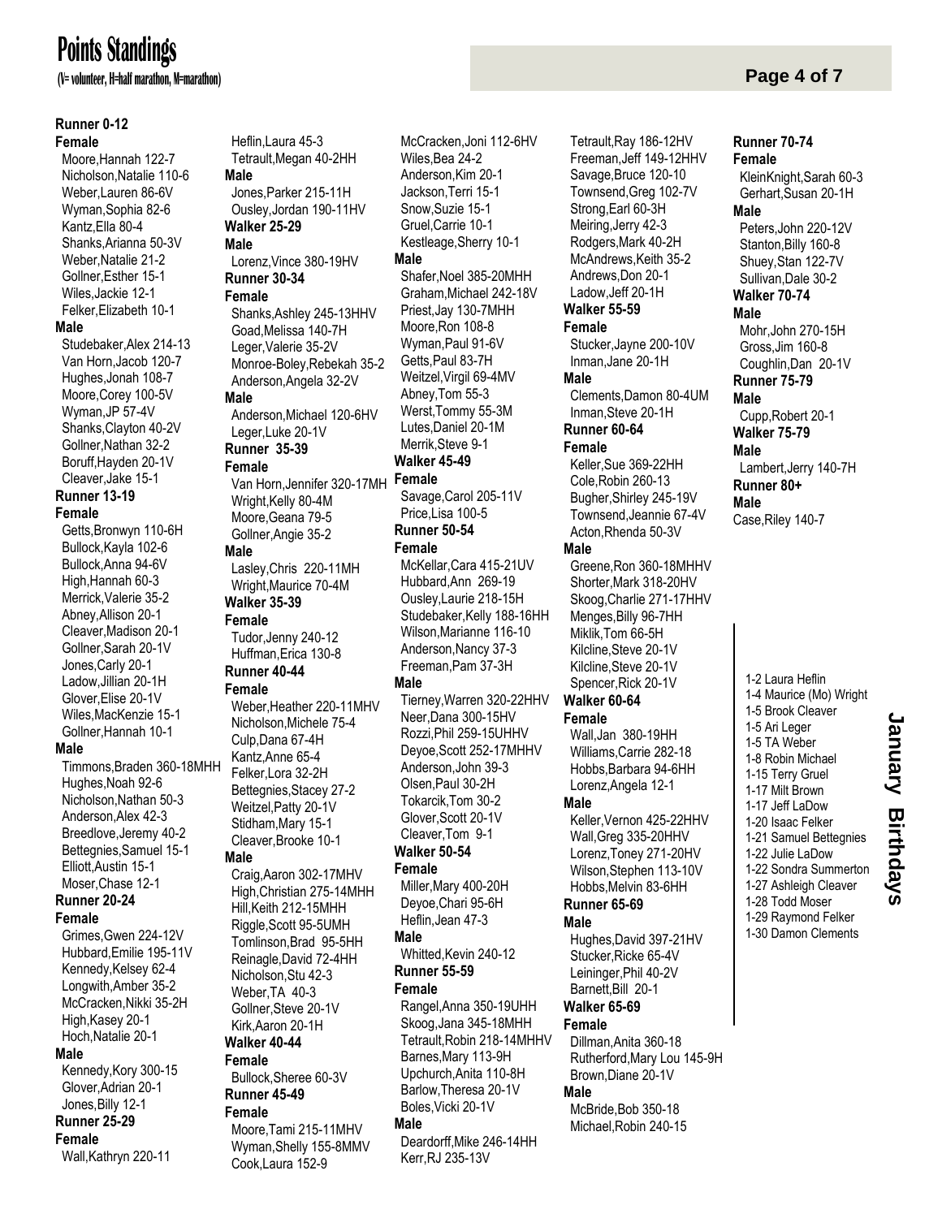# Points Standings

(V= volunteer, H=half marathon, M=marathon)

### Runner 0-12

**Female**

- Moore,Hannah 122-7
- Nicholson,Natalie 110-6
- Weber,Lauren 86-6V
- Wyman,Sophia 82-6
- Kantz,Ella 80-4
- Shanks,Arianna 50-3V
- Weber,Natalie 21-2
- Gollner,Esther 15-1
- Wiles,Jackie 12-1
- Felker,Elizabeth 10-1

**Male**

- Studebaker,Alex 214-13
- Van Horn,Jacob 120-7
- Hughes,Jonah 108-7
- Moore,Corey 100-5V
- Wyman,JP 57-4V
- Shanks,Clayton 40-2V
- Gollner,Nathan 32-2
- Boruff,Hayden 20-1V
- Cleaver,Jake 15-1

### Runner 13-19

**Female**

- Getts,Bronwyn 110-6H
- Bullock,Kayla 102-6
- Bullock,Anna 94-6V
- High,Hannah 60-3
- Merrick,Valerie 35-2
- Abney,Allison 20-1
- Cleaver,Madison 20-1
- Gollner,Sarah 20-1V
- Jones,Carly 20-1
- Ladow,Jillian 20-1H
- Glover,Elise 20-1V
- Wiles,MacKenzie 15-1
- Gollner,Hannah 10-1

**Male**

- Timmons,Braden 360-18MHH
- Hughes,Noah 92-6
- Nicholson,Nathan 50-3
- Anderson,Alex 42-3
- Breedlove,Jeremy 40-2
- Bettegnies,Samuel 15-1
- Elliott,Austin 15-1
- Moser,Chase 12-1

### Runner 20-24

**Female**

- Grimes,Gwen 224-12V
- Hubbard,Emilie 195-11V
- Kennedy,Kelsey 62-4
- Longwith,Amber 35-2
- McCracken,Nikki 35-2H
- High,Kasey 20-1
- Hoch,Natalie 20-1

**Male**

- Kennedy,Kory 300-15
- Glover,Adrian 20-1
- Jones,Billy 12-1

### Runner 25-29

**Female**

- Wall,Kathryn 220-11
- Heflin,Laura 45-3
- Tetrault,Megan 40-2HH

**Male**

- Jones,Parker 215-11H
- Ousley,Jordan 190-11HV

### Walker 25-29

**Male**

- Lorenz,Vince 380-19HV

### Runner 30-34

**Female**

- Shanks,Ashley 245-13HHV
- Goad,Melissa 140-7H
- Leger,Valerie 35-2V
- Monroe-Boley,Rebekah 35-2
- Anderson,Angela 32-2V

**Male**

- Anderson,Michael 120-6HV
- Leger,Luke 20-1V

### Runner 35-39

**Female**

- Van Horn,Jennifer 320-17MH
- Wright,Kelly 80-4M
- Moore,Geana 79-5
- Gollner,Angie 35-2

**Male**

- Lasley,Chris 220-11MH
- Wright,Maurice 70-4M

### Walker 35-39

**Female**

- Tudor,Jenny 240-12
- Huffman,Erica 130-8

### Runner 40-44

**Female**

- Weber,Heather 220-11MHV
- Nicholson,Michele 75-4
- Culp,Dana 67-4H
- Kantz,Anne 65-4
- Felker,Lora 32-2H
- Bettegnies,Stacey 27-2
- Weitzel,Patty 20-1V
- Stidham,Mary 15-1
- Cleaver,Brooke 10-1

**Male**

- Craig,Aaron 302-17MHV
- High,Christian 275-14MHH
- Hill,Keith 212-15MHH
- Riggle,Scott 95-5UMH
- Tomlinson,Brad 95-5HH
- Reinagle,David 72-4HH
- Nicholson,Stu 42-3
- Weber,TA 40-3
- Gollner,Steve 20-1V
- Kirk,Aaron 20-1H

### Walker 40-44

**Female**

- Bullock,Sheree 60-3V

### Runner 45-49

**Female**

- Moore,Tami 215-11MHV
- Wyman,Shelly 155-8MMV
- Cook,Laura 152-9
- McCracken,Joni 112-6HV
- Wiles,Bea 24-2
- Anderson,Kim 20-1
- Jackson,Terri 15-1
- Snow,Suzie 15-1
- Gruel,Carrie 10-1
- Kestleage,Sherry 10-1

**Male**

- Shafer,Noel 385-20MHH
- Graham,Michael 242-18V
- Priest,Jay 130-7MHH
- Moore,Ron 108-8
- Wyman,Paul 91-6V
- Getts,Paul 83-7H
- Weitzel,Virgil 69-4MV
- Abney,Tom 55-3
- Werst,Tommy 55-3M
- Lutes,Daniel 20-1M
- Merrik,Steve 9-1

### Walker 45-49

**Female**

- Savage,Carol 205-11V
- Price,Lisa 100-5

### Runner 50-54

**Female**

- McKellar,Cara 415-21UV
- Hubbard,Ann 269-19
- Ousley,Laurie 218-15H
- Studebaker,Kelly 188-16HH
- Wilson,Marianne 116-10
- Anderson,Nancy 37-3
- Freeman,Pam 37-3H

**Male**

- Tierney,Warren 320-22HHV
- Neer,Dana 300-15HV
- Rozzi,Phil 259-15UHHV
- Deyoe,Scott 252-17MHHV
- Anderson,John 39-3
- Olsen,Paul 30-2H
- Tokarcik,Tom 30-2
- Glover,Scott 20-1V
- Cleaver,Tom 9-1

### Walker 50-54

**Female**

- Miller,Mary 400-20H
- Deyoe,Chari 95-6H
- Heflin,Jean 47-3

**Male**

- Whitted,Kevin 240-12

### Runner 55-59

**Female**

- Rangel,Anna 350-19UHH
- Skoog,Jana 345-18MHH
- Tetrault,Robin 218-14MHHV
- Barnes,Mary 113-9H
- Upchurch,Anita 110-8H
- Barlow,Theresa 20-1V
- Boles,Vicki 20-1V

**Male**

- Deardorff,Mike 246-14HH
- Kerr,RJ 235-13V
- Tetrault,Ray 186-12HV
- Freeman,Jeff 149-12HHV
- Savage,Bruce 120-10
- Townsend,Greg 102-7V
- Strong,Earl 60-3H
- Meiring,Jerry 42-3
- Rodgers,Mark 40-2H
- McAndrews,Keith 35-2
- Andrews,Don 20-1
- Ladow,Jeff 20-1H

### Walker 55-59

**Female**

- Stucker,Jayne 200-10V
- Inman,Jane 20-1H

**Male**

- Clements,Damon 80-4UM
- Inman,Steve 20-1H

### Runner 60-64

**Female**

- Keller,Sue 369-22HH
- Cole,Robin 260-13
- Bugher,Shirley 245-19V
- Townsend,Jeannie 67-4V
- Acton,Rhenda 50-3V

**Male**

- Greene,Ron 360-18MHHV
- Shorter,Mark 318-20HV
- Skoog,Charlie 271-17HHV
- Menges,Billy 96-7HH
- Miklik,Tom 66-5H
- Kilcline,Steve 20-1V
- Kilcline,Steve 20-1V
- Spencer,Rick 20-1V

### Walker 60-64

**Female**

- Wall,Jan 380-19HH
- Williams,Carrie 282-18
- Hobbs,Barbara 94-6HH
- Lorenz,Angela 12-1

**Male**

- Keller,Vernon 425-22HHV
- Wall,Greg 335-20HHV
- Lorenz,Toney 271-20HV
- Wilson,Stephen 113-10V
- Hobbs,Melvin 83-6HH

### Runner 65-69

**Male**

- Hughes,David 397-21HV
- Stucker,Ricke 65-4V
- Leininger,Phil 40-2V
- Barnett,Bill 20-1

### Walker 65-69

**Female**

- Dillman,Anita 360-18
- Rutherford,Mary Lou 145-9H
- Brown,Diane 20-1V

**Male**

- McBride,Bob 350-18
- Michael,Robin 240-15

### Runner 70-74

**Female**

- KleinKnight,Sarah 60-3
- Gerhart,Susan 20-1H

**Male**

- Peters,John 220-12V
- Stanton,Billy 160-8
- Shuey,Stan 122-7V
- Sullivan,Dale 30-2

### Walker 70-74

**Male**

- Mohr,John 270-15H
- Gross,Jim 160-8
- Coughlin,Dan 20-1V

### Runner 75-79

**Male**

- Cupp,Robert 20-1

### Walker 75-79

**Male**

- Lambert,Jerry 140-7H

### Runner 80+

**Male**

- Case,Riley 140-7

## January Birthdays

- 1-2 Laura Heflin
- 1-4 Maurice (Mo) Wright
- 1-5 Brook Cleaver
- 1-5 Ari Leger
- 1-5 TA Weber
- 1-8 Robin Michael
- 1-15 Terry Gruel
- 1-17 Milt Brown
- 1-17 Jeff LaDow
- 1-20 Isaac Felker
- 1-21 Samuel Bettegnies
- 1-22 Julie LaDow
- 1-22 Sondra Summerton
- 1-27 Ashleigh Cleaver
- 1-28 Todd Moser
- 1-29 Raymond Felker
- 1-30 Damon Clements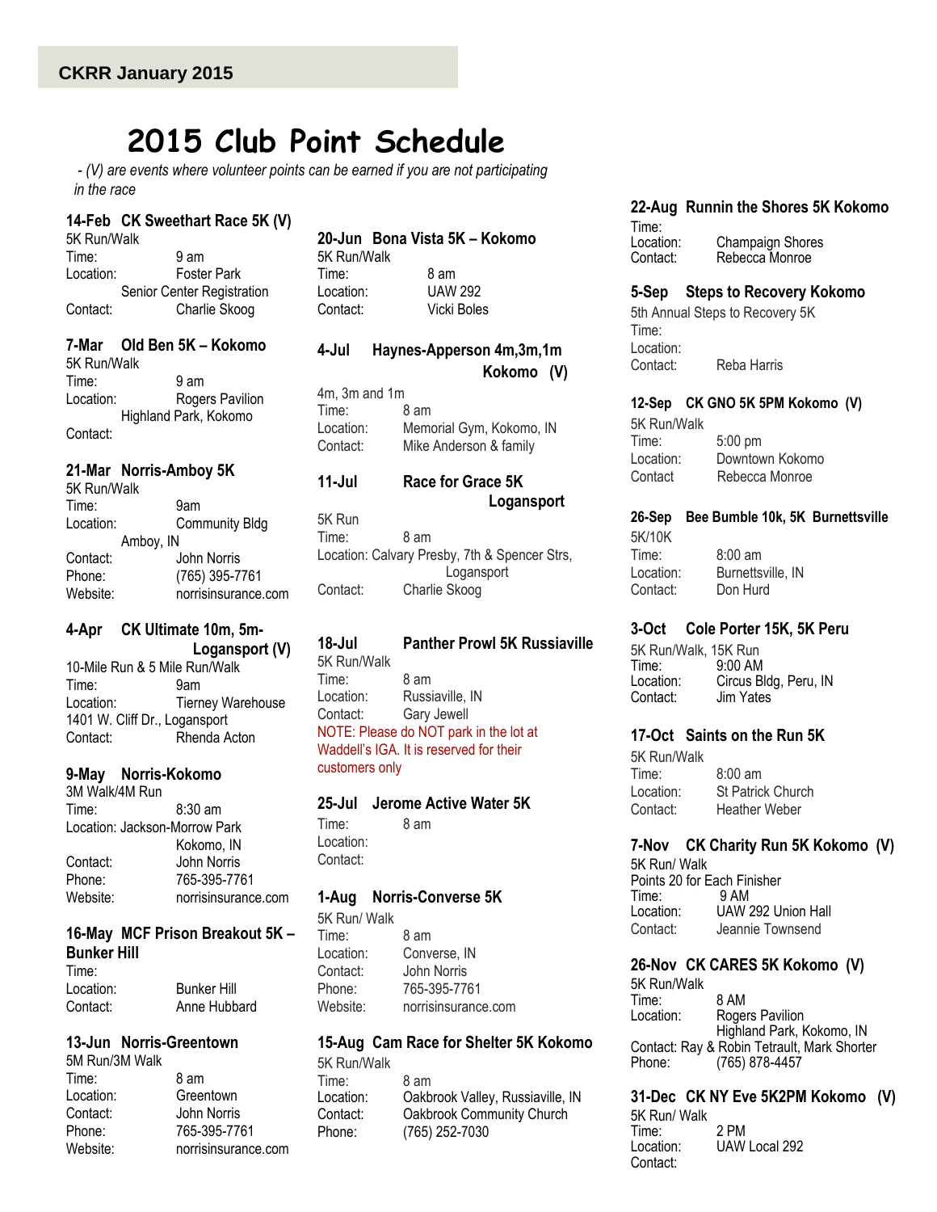# 2015 Club Point Schedule

*- (V) are events where volunteer points can be earned if you are not participating in the race*

### 14-Feb CK Sweethart Race 5K (V)

5K Run/Walk
Time: 9 am
Location: Foster Park
Senior Center Registration
Contact: Charlie Skoog

### 7-Mar Old Ben 5K – Kokomo

5K Run/Walk
Time: 9 am
Location: Rogers Pavilion
Highland Park, Kokomo
Contact:

### 21-Mar Norris-Amboy 5K

5K Run/Walk
Time: 9am
Location: Community Bldg
Amboy, IN
Contact: John Norris
Phone: (765) 395-7761
Website: norrisinsurance.com

### 4-Apr CK Ultimate 10m, 5m- Logansport (V)

10-Mile Run & 5 Mile Run/Walk
Time: 9am
Location: Tierney Warehouse
1401 W. Cliff Dr., Logansport
Contact: Rhenda Acton

### 9-May Norris-Kokomo

3M Walk/4M Run
Time: 8:30 am
Location: Jackson-Morrow Park
Kokomo, IN
Contact: John Norris
Phone: 765-395-7761
Website: norrisinsurance.com

### 16-May MCF Prison Breakout 5K – Bunker Hill

Time:
Location: Bunker Hill
Contact: Anne Hubbard

### 13-Jun Norris-Greentown

5M Run/3M Walk
Time: 8 am
Location: Greentown
Contact: John Norris
Phone: 765-395-7761
Website: norrisinsurance.com

### 20-Jun Bona Vista 5K – Kokomo

5K Run/Walk
Time: 8 am
Location: UAW 292
Contact: Vicki Boles

### 4-Jul Haynes-Apperson 4m,3m,1m Kokomo (V)

4m, 3m and 1m
Time: 8 am
Location: Memorial Gym, Kokomo, IN
Contact: Mike Anderson & family

### 11-Jul Race for Grace 5K Logansport

5K Run
Time: 8 am
Location: Calvary Presby, 7th & Spencer Strs, Logansport
Contact: Charlie Skoog

### 18-Jul Panther Prowl 5K Russiaville

5K Run/Walk
Time: 8 am
Location: Russiaville, IN
Contact: Gary Jewell
NOTE: Please do NOT park in the lot at Waddell's IGA. It is reserved for their customers only

### 25-Jul Jerome Active Water 5K

Time: 8 am
Location:
Contact:

### 1-Aug Norris-Converse 5K

5K Run/ Walk
Time: 8 am
Location: Converse, IN
Contact: John Norris
Phone: 765-395-7761
Website: norrisinsurance.com

### 15-Aug Cam Race for Shelter 5K Kokomo

5K Run/Walk
Time: 8 am
Location: Oakbrook Valley, Russiaville, IN
Contact: Oakbrook Community Church
Phone: (765) 252-7030

### 22-Aug Runnin the Shores 5K Kokomo

Time:
Location: Champaign Shores
Contact: Rebecca Monroe

### 5-Sep Steps to Recovery Kokomo

5th Annual Steps to Recovery 5K
Time:
Location:
Contact: Reba Harris

### 12-Sep CK GNO 5K 5PM Kokomo (V)

5K Run/Walk
Time: 5:00 pm
Location: Downtown Kokomo
Contact Rebecca Monroe

### 26-Sep Bee Bumble 10k, 5K Burnettsville

5K/10K
Time: 8:00 am
Location: Burnettsville, IN
Contact: Don Hurd

### 3-Oct Cole Porter 15K, 5K Peru

5K Run/Walk, 15K Run
Time: 9:00 AM
Location: Circus Bldg, Peru, IN
Contact: Jim Yates

### 17-Oct Saints on the Run 5K

5K Run/Walk
Time: 8:00 am
Location: St Patrick Church
Contact: Heather Weber

### 7-Nov CK Charity Run 5K Kokomo (V)

5K Run/ Walk
Points 20 for Each Finisher
Time: 9 AM
Location: UAW 292 Union Hall
Contact: Jeannie Townsend

### 26-Nov CK CARES 5K Kokomo (V)

5K Run/Walk
Time: 8 AM
Location: Rogers Pavilion
Highland Park, Kokomo, IN
Contact: Ray & Robin Tetrault, Mark Shorter
Phone: (765) 878-4457

### 31-Dec CK NY Eve 5K2PM Kokomo (V)

5K Run/ Walk
Time: 2 PM
Location: UAW Local 292
Contact: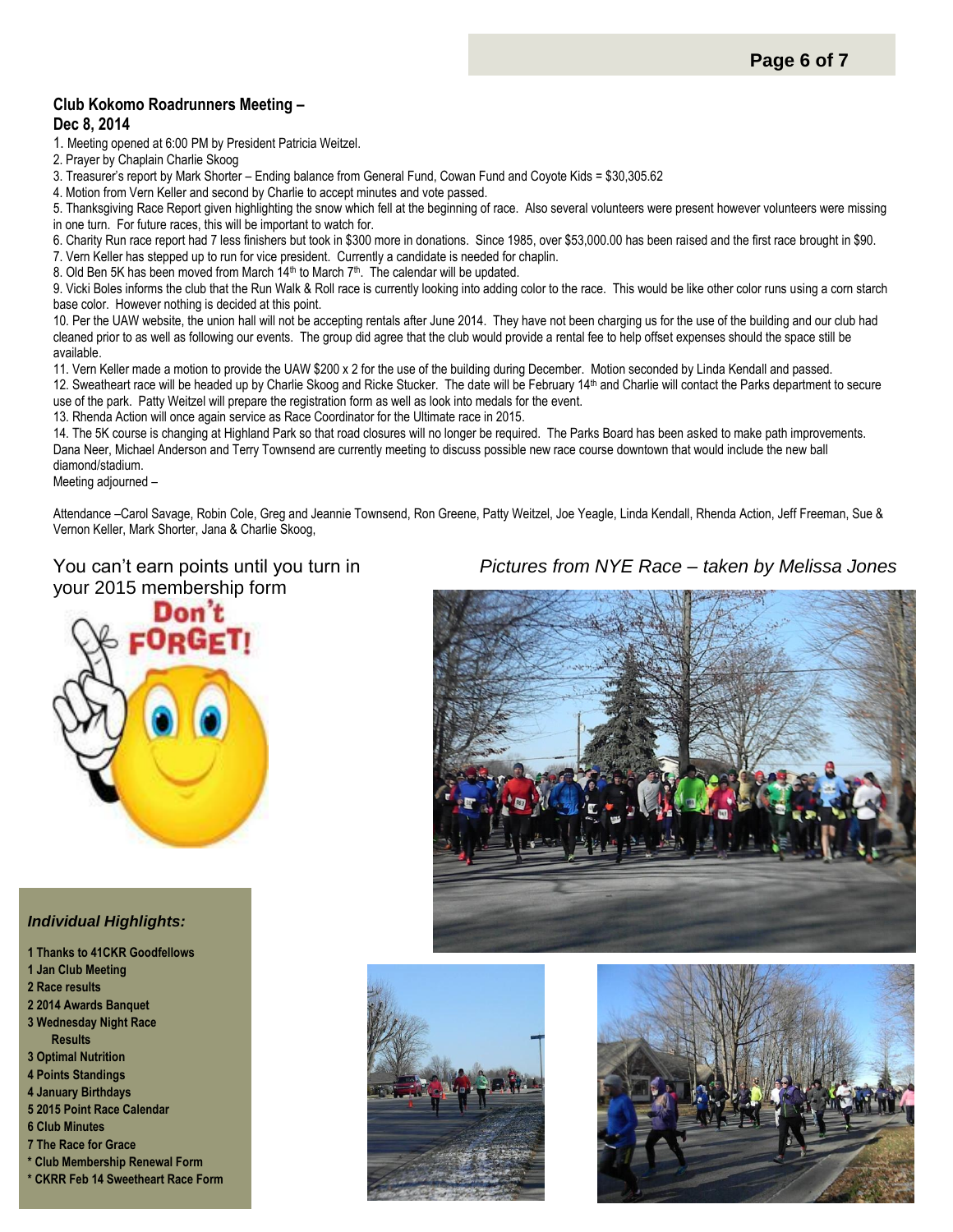## Club Kokomo Roadrunners Meeting – Dec 8, 2014

1. Meeting opened at 6:00 PM by President Patricia Weitzel.
2. Prayer by Chaplain Charlie Skoog
3. Treasurer's report by Mark Shorter – Ending balance from General Fund, Cowan Fund and Coyote Kids = $30,305.62
4. Motion from Vern Keller and second by Charlie to accept minutes and vote passed.
5. Thanksgiving Race Report given highlighting the snow which fell at the beginning of race. Also several volunteers were present however volunteers were missing in one turn. For future races, this will be important to watch for.
6. Charity Run race report had 7 less finishers but took in $300 more in donations. Since 1985, over $53,000.00 has been raised and the first race brought in $90.
7. Vern Keller has stepped up to run for vice president. Currently a candidate is needed for chaplin.
8. Old Ben 5K has been moved from March 14th to March 7th. The calendar will be updated.
9. Vicki Boles informs the club that the Run Walk & Roll race is currently looking into adding color to the race. This would be like other color runs using a corn starch base color. However nothing is decided at this point.
10. Per the UAW website, the union hall will not be accepting rentals after June 2014. They have not been charging us for the use of the building and our club had cleaned prior to as well as following our events. The group did agree that the club would provide a rental fee to help offset expenses should the space still be available.
11. Vern Keller made a motion to provide the UAW $200 x 2 for the use of the building during December. Motion seconded by Linda Kendall and passed.
12. Sweatheart race will be headed up by Charlie Skoog and Ricke Stucker. The date will be February 14th and Charlie will contact the Parks department to secure use of the park. Patty Weitzel will prepare the registration form as well as look into medals for the event.
13. Rhenda Action will once again service as Race Coordinator for the Ultimate race in 2015.
14. The 5K course is changing at Highland Park so that road closures will no longer be required. The Parks Board has been asked to make path improvements. Dana Neer, Michael Anderson and Terry Townsend are currently meeting to discuss possible new race course downtown that would include the new ball diamond/stadium.

Meeting adjourned –

Attendance –Carol Savage, Robin Cole, Greg and Jeannie Townsend, Ron Greene, Patty Weitzel, Joe Yeagle, Linda Kendall, Rhenda Action, Jeff Freeman, Sue & Vernon Keller, Mark Shorter, Jana & Charlie Skoog,

You can't earn points until you turn in your 2015 membership form

Don't FORGET!

*Pictures from NYE Race – taken by Melissa Jones*

***Individual Highlights:***

**1 Thanks to 41CKR Goodfellows**
**1 Jan Club Meeting**
**2 Race results**
**2 2014 Awards Banquet**
**3 Wednesday Night Race Results**
**3 Optimal Nutrition**
**4 Points Standings**
**4 January Birthdays**
**5 2015 Point Race Calendar**
**6 Club Minutes**
**7 The Race for Grace**
**\* Club Membership Renewal Form**
**\* CKRR Feb 14 Sweetheart Race Form**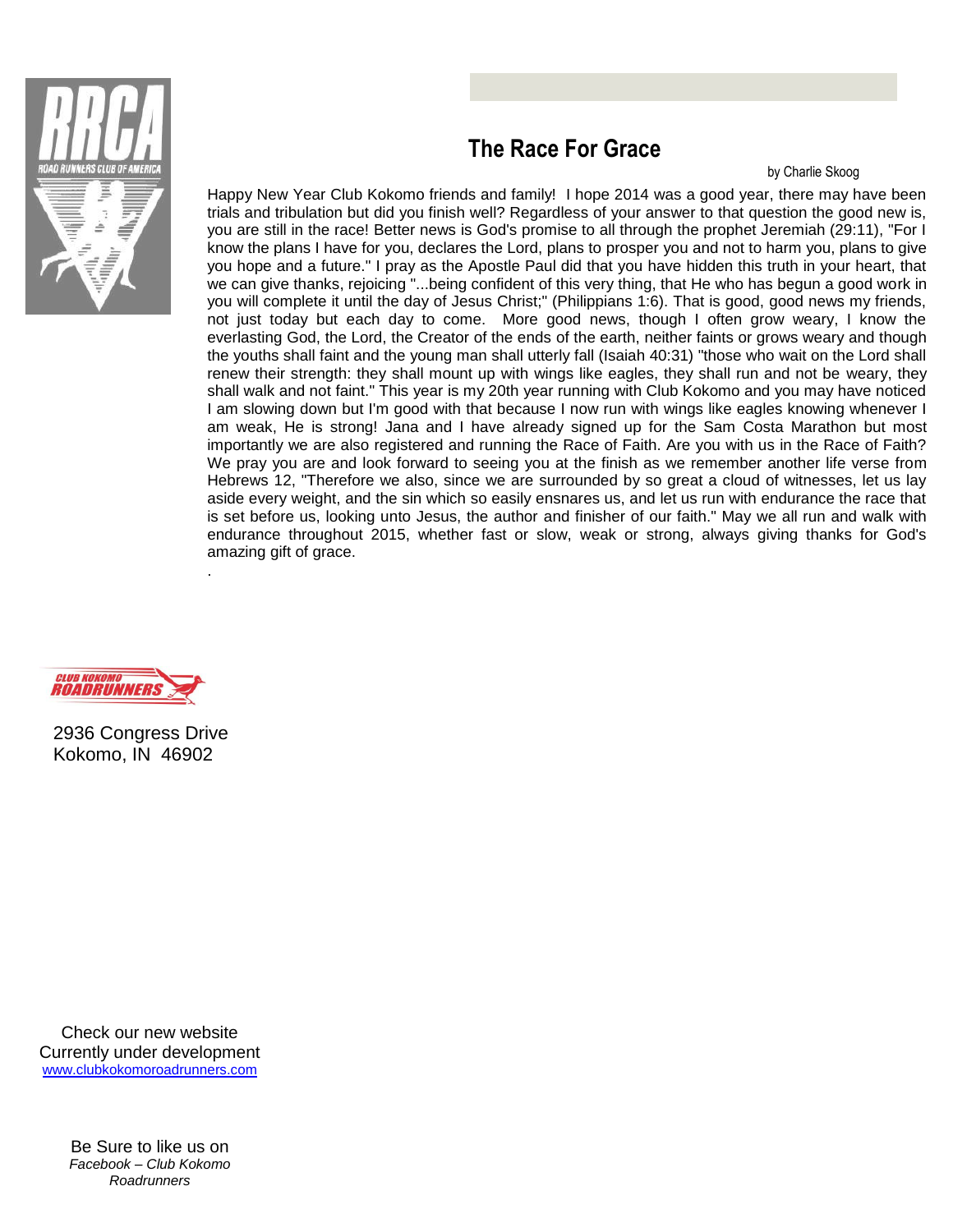## The Race For Grace

by Charlie Skoog

Happy New Year Club Kokomo friends and family! I hope 2014 was a good year, there may have been trials and tribulation but did you finish well? Regardless of your answer to that question the good new is, you are still in the race! Better news is God's promise to all through the prophet Jeremiah (29:11), "For I know the plans I have for you, declares the Lord, plans to prosper you and not to harm you, plans to give you hope and a future." I pray as the Apostle Paul did that you have hidden this truth in your heart, that we can give thanks, rejoicing "...being confident of this very thing, that He who has begun a good work in you will complete it until the day of Jesus Christ;" (Philippians 1:6). That is good, good news my friends, not just today but each day to come. More good news, though I often grow weary, I know the everlasting God, the Lord, the Creator of the ends of the earth, neither faints or grows weary and though the youths shall faint and the young man shall utterly fall (Isaiah 40:31) "those who wait on the Lord shall renew their strength: they shall mount up with wings like eagles, they shall run and not be weary, they shall walk and not faint." This year is my 20th year running with Club Kokomo and you may have noticed I am slowing down but I'm good with that because I now run with wings like eagles knowing whenever I am weak, He is strong! Jana and I have already signed up for the Sam Costa Marathon but most importantly we are also registered and running the Race of Faith. Are you with us in the Race of Faith? We pray you are and look forward to seeing you at the finish as we remember another life verse from Hebrews 12, "Therefore we also, since we are surrounded by so great a cloud of witnesses, let us lay aside every weight, and the sin which so easily ensnares us, and let us run with endurance the race that is set before us, looking unto Jesus, the author and finisher of our faith." May we all run and walk with endurance throughout 2015, whether fast or slow, weak or strong, always giving thanks for God's amazing gift of grace.

.

CLUB KOKOMO ROADRUNNERS

2936 Congress Drive
Kokomo, IN 46902

Check our new website
Currently under development
www.clubkokomoroadrunners.com

Be Sure to like us on
*Facebook – Club Kokomo Roadrunners*